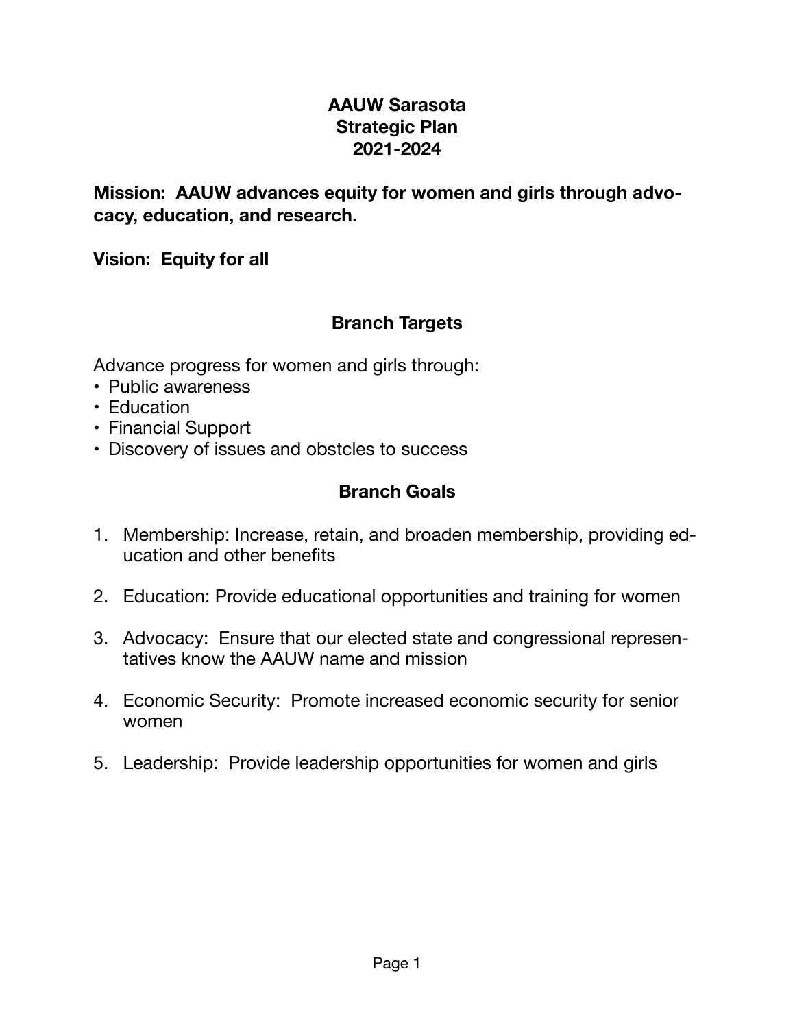# AAUW Sarasota
# Strategic Plan
# 2021-2024

**Mission: AAUW advances equity for women and girls through advocacy, education, and research.**

**Vision: Equity for all**

## Branch Targets

Advance progress for women and girls through:

- Public awareness
- Education
- Financial Support
- Discovery of issues and obstcles to success

## Branch Goals

1. Membership: Increase, retain, and broaden membership, providing education and other benefits
2. Education: Provide educational opportunities and training for women
3. Advocacy: Ensure that our elected state and congressional representatives know the AAUW name and mission
4. Economic Security: Promote increased economic security for senior women
5. Leadership: Provide leadership opportunities for women and girls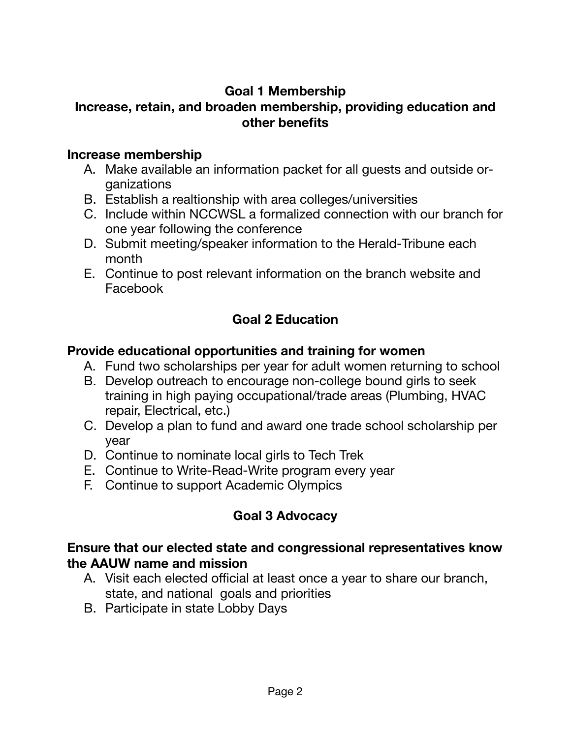## Goal 1 Membership

## Increase, retain, and broaden membership, providing education and other benefits

**Increase membership**

A. Make available an information packet for all guests and outside organizations
B. Establish a realtionship with area colleges/universities
C. Include within NCCWSL a formalized connection with our branch for one year following the conference
D. Submit meeting/speaker information to the Herald-Tribune each month
E. Continue to post relevant information on the branch website and Facebook

## Goal 2 Education

**Provide educational opportunities and training for women**

A. Fund two scholarships per year for adult women returning to school
B. Develop outreach to encourage non-college bound girls to seek training in high paying occupational/trade areas (Plumbing, HVAC repair, Electrical, etc.)
C. Develop a plan to fund and award one trade school scholarship per year
D. Continue to nominate local girls to Tech Trek
E. Continue to Write-Read-Write program every year
F. Continue to support Academic Olympics

## Goal 3 Advocacy

**Ensure that our elected state and congressional representatives know the AAUW name and mission**

A. Visit each elected official at least once a year to share our branch, state, and national goals and priorities
B. Participate in state Lobby Days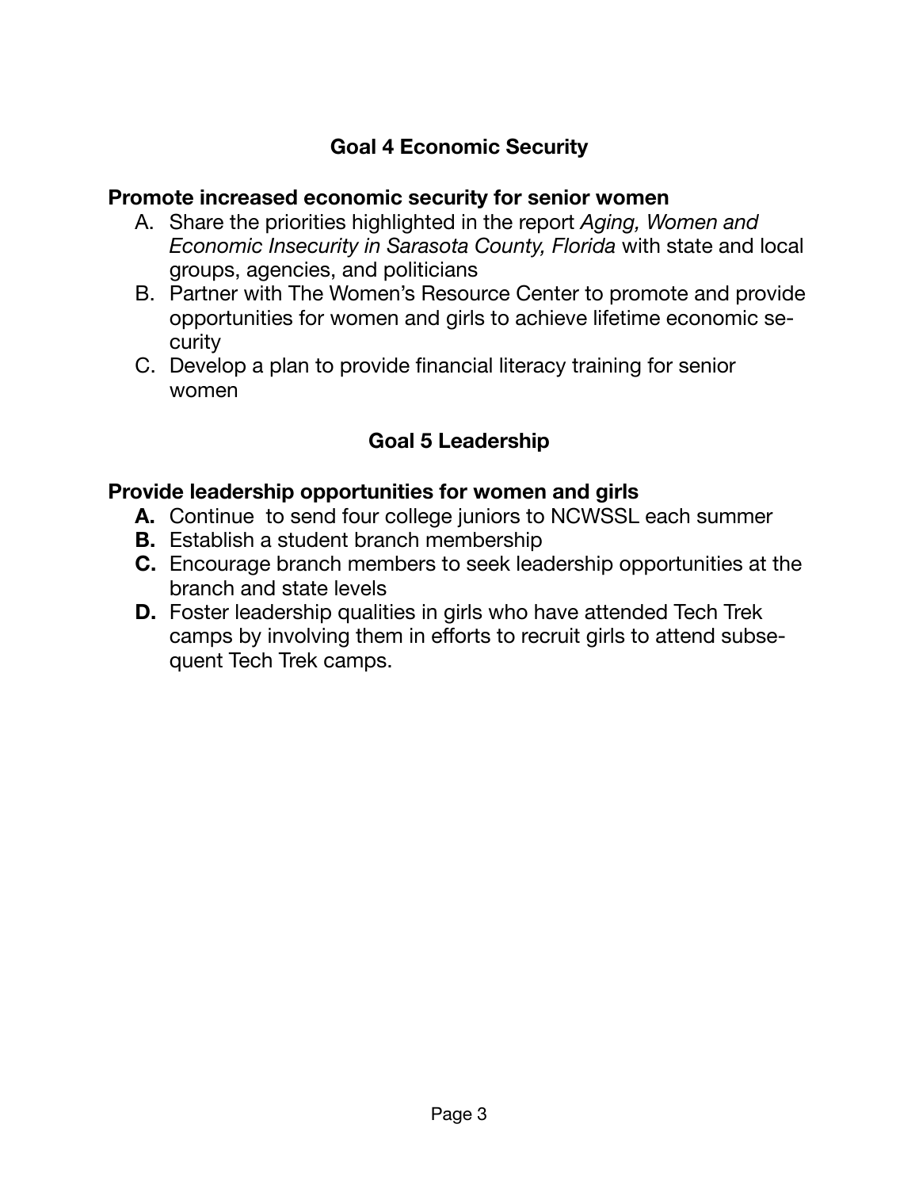## Goal 4 Economic Security

### Promote increased economic security for senior women

A. Share the priorities highlighted in the report *Aging, Women and Economic Insecurity in Sarasota County, Florida* with state and local groups, agencies, and politicians
B. Partner with The Women's Resource Center to promote and provide opportunities for women and girls to achieve lifetime economic security
C. Develop a plan to provide financial literacy training for senior women

## Goal 5 Leadership

### Provide leadership opportunities for women and girls

**A.** Continue to send four college juniors to NCWSSL each summer
**B.** Establish a student branch membership
**C.** Encourage branch members to seek leadership opportunities at the branch and state levels
**D.** Foster leadership qualities in girls who have attended Tech Trek camps by involving them in efforts to recruit girls to attend subsequent Tech Trek camps.